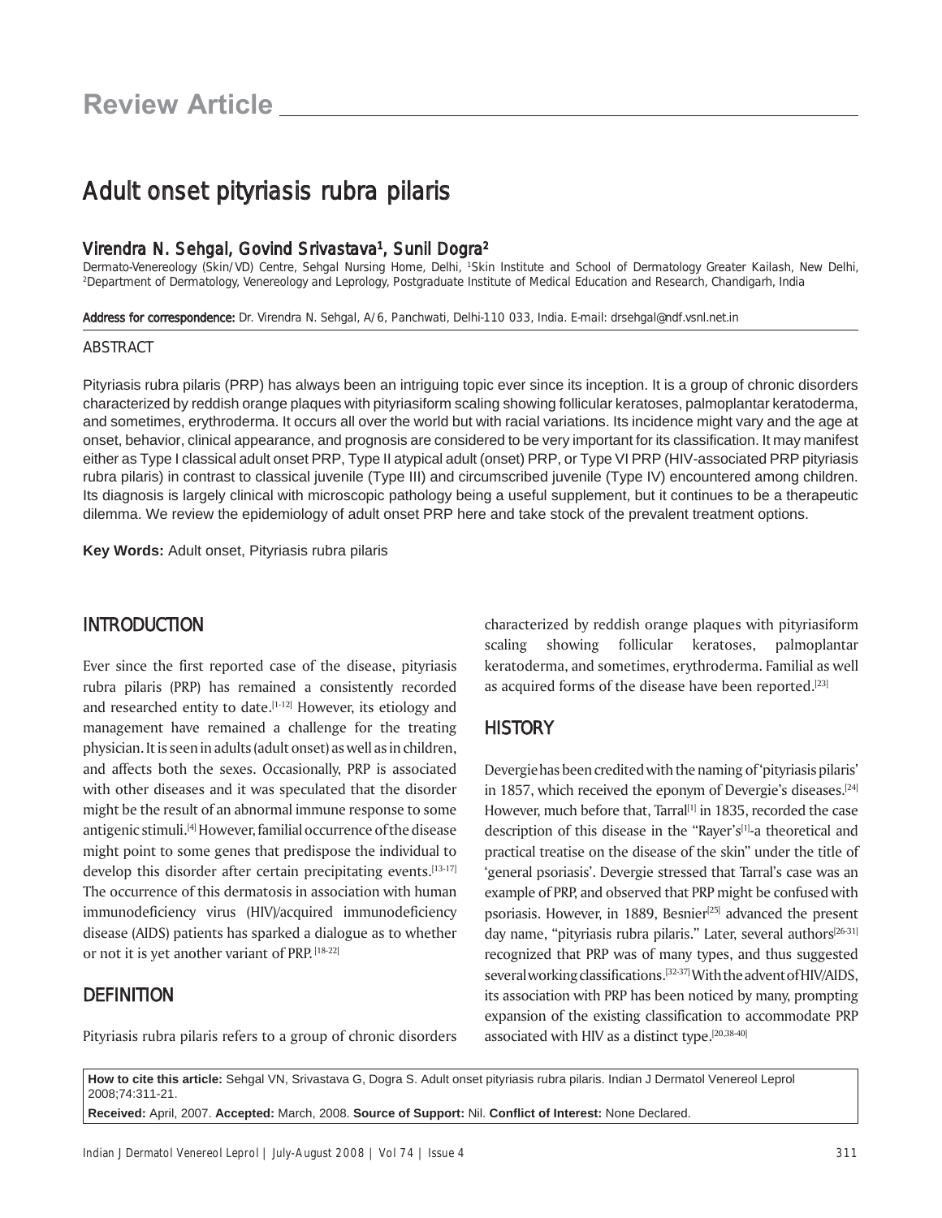# Review Article

## Adult onset pityriasis rubra pilaris

### Virendra N. Sehgal, Govind Srivastava[1], Sunil Dogra[2]

Dermato-Venereology (Skin/VD) Centre, Sehgal Nursing Home, Delhi, [1]Skin Institute and School of Dermatology Greater Kailash, New Delhi, [2]Department of Dermatology, Venereology and Leprology, Postgraduate Institute of Medical Education and Research, Chandigarh, India

**Address for correspondence:** Dr. Virendra N. Sehgal, A/6, Panchwati, Delhi-110 033, India. E-mail: drsehgal@ndf.vsnl.net.in

### ABSTRACT

Pityriasis rubra pilaris (PRP) has always been an intriguing topic ever since its inception. It is a group of chronic disorders characterized by reddish orange plaques with pityriasiform scaling showing follicular keratoses, palmoplantar keratoderma, and sometimes, erythroderma. It occurs all over the world but with racial variations. Its incidence might vary and the age at onset, behavior, clinical appearance, and prognosis are considered to be very important for its classification. It may manifest either as Type I classical adult onset PRP, Type II atypical adult (onset) PRP, or Type VI PRP (HIV-associated PRP pityriasis rubra pilaris) in contrast to classical juvenile (Type III) and circumscribed juvenile (Type IV) encountered among children. Its diagnosis is largely clinical with microscopic pathology being a useful supplement, but it continues to be a therapeutic dilemma. We review the epidemiology of adult onset PRP here and take stock of the prevalent treatment options.

**Key Words:** Adult onset, Pityriasis rubra pilaris

## INTRODUCTION

Ever since the first reported case of the disease, pityriasis rubra pilaris (PRP) has remained a consistently recorded and researched entity to date.[1-12] However, its etiology and management have remained a challenge for the treating physician. It is seen in adults (adult onset) as well as in children, and affects both the sexes. Occasionally, PRP is associated with other diseases and it was speculated that the disorder might be the result of an abnormal immune response to some antigenic stimuli.[4] However, familial occurrence of the disease might point to some genes that predispose the individual to develop this disorder after certain precipitating events.[13-17] The occurrence of this dermatosis in association with human immunodeficiency virus (HIV)/acquired immunodeficiency disease (AIDS) patients has sparked a dialogue as to whether or not it is yet another variant of PRP.[18-22]

## DEFINITION

Pityriasis rubra pilaris refers to a group of chronic disorders characterized by reddish orange plaques with pityriasiform scaling showing follicular keratoses, palmoplantar keratoderma, and sometimes, erythroderma. Familial as well as acquired forms of the disease have been reported.[23]

## HISTORY

Devergie has been credited with the naming of 'pityriasis pilaris' in 1857, which received the eponym of Devergie's diseases.[24] However, much before that, Tarral[1] in 1835, recorded the case description of this disease in the "Rayer's[1]-a theoretical and practical treatise on the disease of the skin" under the title of 'general psoriasis'. Devergie stressed that Tarral's case was an example of PRP, and observed that PRP might be confused with psoriasis. However, in 1889, Besnier[25] advanced the present day name, "pityriasis rubra pilaris." Later, several authors[26-31] recognized that PRP was of many types, and thus suggested several working classifications.[32-37] With the advent of HIV/AIDS, its association with PRP has been noticed by many, prompting expansion of the existing classification to accommodate PRP associated with HIV as a distinct type.[20,38-40]

**How to cite this article:** Sehgal VN, Srivastava G, Dogra S. Adult onset pityriasis rubra pilaris. Indian J Dermatol Venereol Leprol 2008;74:311-21.

**Received:** April, 2007. **Accepted:** March, 2008. **Source of Support:** Nil. **Conflict of Interest:** None Declared.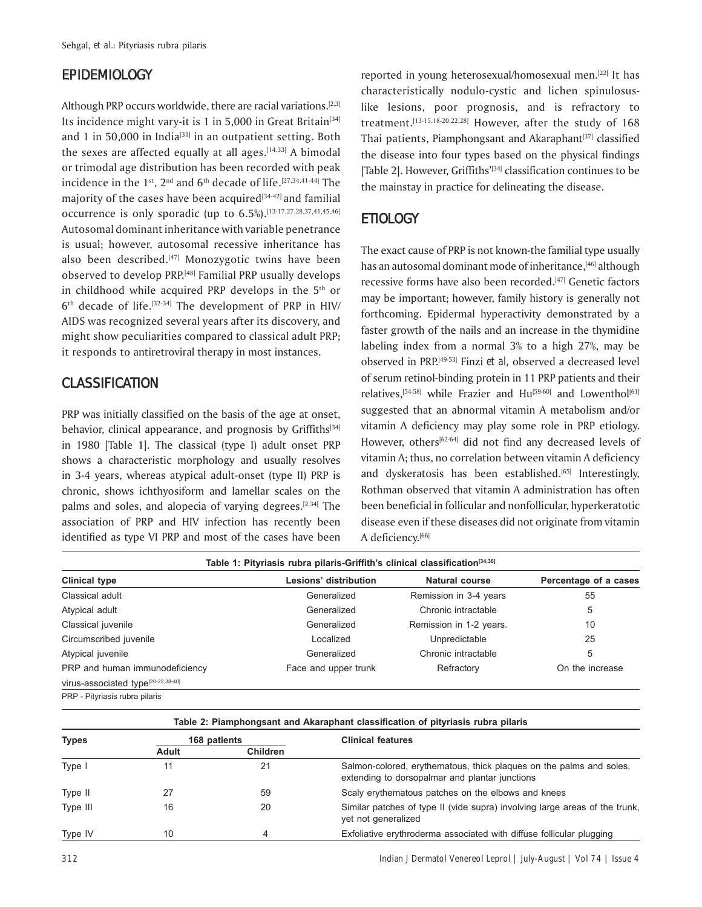## EPIDEMIOLOGY

Although PRP occurs worldwide, there are racial variations.[2,3] Its incidence might vary-it is 1 in 5,000 in Great Britain[34] and 1 in 50,000 in India[31] in an outpatient setting. Both the sexes are affected equally at all ages.[14,33] A bimodal or trimodal age distribution has been recorded with peak incidence in the 1st, 2nd and 6th decade of life.[27,34,41-44] The majority of the cases have been acquired[34-42] and familial occurrence is only sporadic (up to 6.5%).[13-17,27,28,37,41,45,46] Autosomal dominant inheritance with variable penetrance is usual; however, autosomal recessive inheritance has also been described.[47] Monozygotic twins have been observed to develop PRP.[48] Familial PRP usually develops in childhood while acquired PRP develops in the 5th or 6th decade of life.[32-34] The development of PRP in HIV/AIDS was recognized several years after its discovery, and might show peculiarities compared to classical adult PRP; it responds to antiretroviral therapy in most instances.

## CLASSIFICATION

PRP was initially classified on the basis of the age at onset, behavior, clinical appearance, and prognosis by Griffiths[34] in 1980 [Table 1]. The classical (type I) adult onset PRP shows a characteristic morphology and usually resolves in 3-4 years, whereas atypical adult-onset (type II) PRP is chronic, shows ichthyosiform and lamellar scales on the palms and soles, and alopecia of varying degrees.[2,34] The association of PRP and HIV infection has recently been identified as type VI PRP and most of the cases have been reported in young heterosexual/homosexual men.[22] It has characteristically nodulo-cystic and lichen spinulosus-like lesions, poor prognosis, and is refractory to treatment.[13-15,18-20,22,28] However, after the study of 168 Thai patients, Piamphongsant and Akaraphant[37] classified the disease into four types based on the physical findings [Table 2]. However, Griffiths'[34] classification continues to be the mainstay in practice for delineating the disease.

## ETIOLOGY

The exact cause of PRP is not known-the familial type usually has an autosomal dominant mode of inheritance,[46] although recessive forms have also been recorded.[47] Genetic factors may be important; however, family history is generally not forthcoming. Epidermal hyperactivity demonstrated by a faster growth of the nails and an increase in the thymidine labeling index from a normal 3% to a high 27%, may be observed in PRP.[49-53] Finzi *et al*, observed a decreased level of serum retinol-binding protein in 11 PRP patients and their relatives,[54-58] while Frazier and Hu[59-60] and Lowenthol[61] suggested that an abnormal vitamin A metabolism and/or vitamin A deficiency may play some role in PRP etiology. However, others[62-64] did not find any decreased levels of vitamin A; thus, no correlation between vitamin A deficiency and dyskeratosis has been established.[65] Interestingly, Rothman observed that vitamin A administration has often been beneficial in follicular and nonfollicular, hyperkeratotic disease even if these diseases did not originate from vitamin A deficiency.[66]

**Table 1: Pityriasis rubra pilaris-Griffith's clinical classification[34,36]**

| Clinical type | Lesions' distribution | Natural course | Percentage of a cases |
|---|---|---|---|
| Classical adult | Generalized | Remission in 3-4 years | 55 |
| Atypical adult | Generalized | Chronic intractable | 5 |
| Classical juvenile | Generalized | Remission in 1-2 years. | 10 |
| Circumscribed juvenile | Localized | Unpredictable | 25 |
| Atypical juvenile | Generalized | Chronic intractable | 5 |
| PRP and human immunodeficiency virus-associated type[20-22,38-40] | Face and upper trunk | Refractory | On the increase |

PRP - Pityriasis rubra pilaris

**Table 2: Piamphongsant and Akaraphant classification of pityriasis rubra pilaris**

| Types | 168 patients | | Clinical features |
|---|---|---|---|
| | Adult | Children | |
| Type I | 11 | 21 | Salmon-colored, erythematous, thick plaques on the palms and soles, extending to dorsopalmar and plantar junctions |
| Type II | 27 | 59 | Scaly erythematous patches on the elbows and knees |
| Type III | 16 | 20 | Similar patches of type II (vide supra) involving large areas of the trunk, yet not generalized |
| Type IV | 10 | 4 | Exfoliative erythroderma associated with diffuse follicular plugging |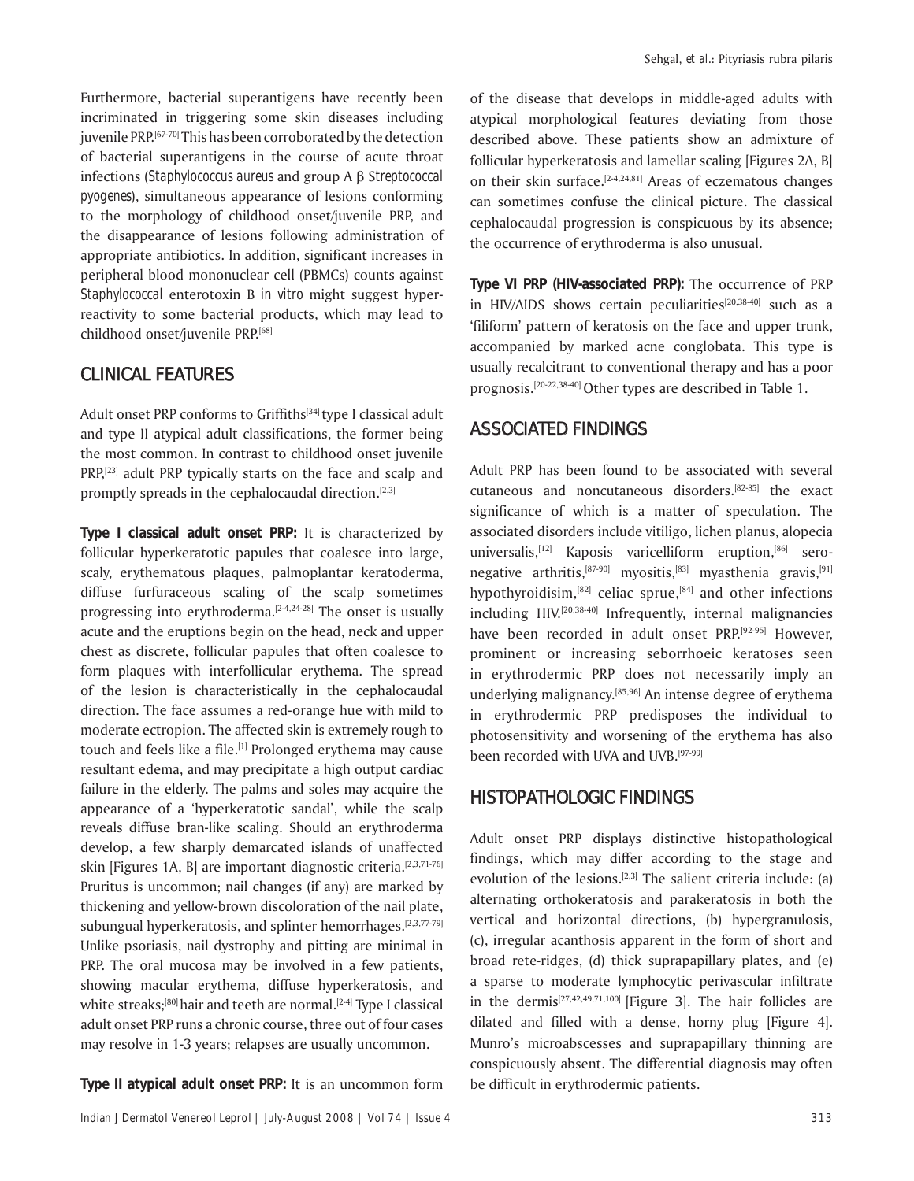Furthermore, bacterial superantigens have recently been incriminated in triggering some skin diseases including juvenile PRP.[67-70] This has been corroborated by the detection of bacterial superantigens in the course of acute throat infections (*Staphylococcus aureus* and group A β *Streptococcal pyogenes*), simultaneous appearance of lesions conforming to the morphology of childhood onset/juvenile PRP, and the disappearance of lesions following administration of appropriate antibiotics. In addition, significant increases in peripheral blood mononuclear cell (PBMCs) counts against *Staphylococcal* enterotoxin B *in vitro* might suggest hyper-reactivity to some bacterial products, which may lead to childhood onset/juvenile PRP.[68]

## CLINICAL FEATURES

Adult onset PRP conforms to Griffiths[34] type I classical adult and type II atypical adult classifications, the former being the most common. In contrast to childhood onset juvenile PRP,[23] adult PRP typically starts on the face and scalp and promptly spreads in the cephalocaudal direction.[2,3]

**Type I classical adult onset PRP:** It is characterized by follicular hyperkeratotic papules that coalesce into large, scaly, erythematous plaques, palmoplantar keratoderma, diffuse furfuraceous scaling of the scalp sometimes progressing into erythroderma.[2-4,24-28] The onset is usually acute and the eruptions begin on the head, neck and upper chest as discrete, follicular papules that often coalesce to form plaques with interfollicular erythema. The spread of the lesion is characteristically in the cephalocaudal direction. The face assumes a red-orange hue with mild to moderate ectropion. The affected skin is extremely rough to touch and feels like a file.[1] Prolonged erythema may cause resultant edema, and may precipitate a high output cardiac failure in the elderly. The palms and soles may acquire the appearance of a 'hyperkeratotic sandal', while the scalp reveals diffuse bran-like scaling. Should an erythroderma develop, a few sharply demarcated islands of unaffected skin [Figures 1A, B] are important diagnostic criteria.[2,3,71-76] Pruritus is uncommon; nail changes (if any) are marked by thickening and yellow-brown discoloration of the nail plate, subungual hyperkeratosis, and splinter hemorrhages.[2,3,77-79] Unlike psoriasis, nail dystrophy and pitting are minimal in PRP. The oral mucosa may be involved in a few patients, showing macular erythema, diffuse hyperkeratosis, and white streaks;[80] hair and teeth are normal.[2-4] Type I classical adult onset PRP runs a chronic course, three out of four cases may resolve in 1-3 years; relapses are usually uncommon.

**Type II atypical adult onset PRP:** It is an uncommon form of the disease that develops in middle-aged adults with atypical morphological features deviating from those described above. These patients show an admixture of follicular hyperkeratosis and lamellar scaling [Figures 2A, B] on their skin surface.[2-4,24,81] Areas of eczematous changes can sometimes confuse the clinical picture. The classical cephalocaudal progression is conspicuous by its absence; the occurrence of erythroderma is also unusual.

**Type VI PRP (HIV-associated PRP):** The occurrence of PRP in HIV/AIDS shows certain peculiarities[20,38-40] such as a 'filiform' pattern of keratosis on the face and upper trunk, accompanied by marked acne conglobata. This type is usually recalcitrant to conventional therapy and has a poor prognosis.[20-22,38-40] Other types are described in Table 1.

## ASSOCIATED FINDINGS

Adult PRP has been found to be associated with several cutaneous and noncutaneous disorders,[82-85] the exact significance of which is a matter of speculation. The associated disorders include vitiligo, lichen planus, alopecia universalis,[12] Kaposis varicelliform eruption,[86] sero-negative arthritis,[87-90] myositis,[83] myasthenia gravis,[91] hypothyroidisim,[82] celiac sprue,[84] and other infections including HIV.[20,38-40] Infrequently, internal malignancies have been recorded in adult onset PRP.[92-95] However, prominent or increasing seborrhoeic keratoses seen in erythrodermic PRP does not necessarily imply an underlying malignancy.[85,96] An intense degree of erythema in erythrodermic PRP predisposes the individual to photosensitivity and worsening of the erythema has also been recorded with UVA and UVB.[97-99]

## HISTOPATHOLOGIC FINDINGS

Adult onset PRP displays distinctive histopathological findings, which may differ according to the stage and evolution of the lesions.[2,3] The salient criteria include: (a) alternating orthokeratosis and parakeratosis in both the vertical and horizontal directions, (b) hypergranulosis, (c), irregular acanthosis apparent in the form of short and broad rete-ridges, (d) thick suprapapillary plates, and (e) a sparse to moderate lymphocytic perivascular infiltrate in the dermis[27,42,49,71,100] [Figure 3]. The hair follicles are dilated and filled with a dense, horny plug [Figure 4]. Munro's microabscesses and suprapapillary thinning are conspicuously absent. The differential diagnosis may often be difficult in erythrodermic patients.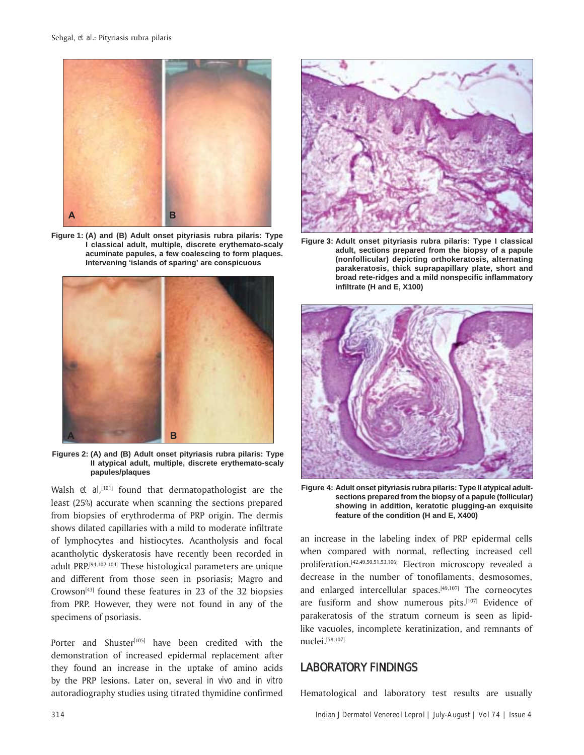Figure 1: (A) and (B) Adult onset pityriasis rubra pilaris: Type I classical adult, multiple, discrete erythemato-scaly acuminate papules, a few coalescing to form plaques. Intervening 'islands of sparing' are conspicuous

Figures 2: (A) and (B) Adult onset pityriasis rubra pilaris: Type II atypical adult, multiple, discrete erythemato-scaly papules/plaques

Walsh *et al*,[101] found that dermatopathologist are the least (25%) accurate when scanning the sections prepared from biopsies of erythroderma of PRP origin. The dermis shows dilated capillaries with a mild to moderate infiltrate of lymphocytes and histiocytes. Acantholysis and focal acantholytic dyskeratosis have recently been recorded in adult PRP.[94,102-104] These histological parameters are unique and different from those seen in psoriasis; Magro and Crowson[43] found these features in 23 of the 32 biopsies from PRP. However, they were not found in any of the specimens of psoriasis.

Porter and Shuster[105] have been credited with the demonstration of increased epidermal replacement after they found an increase in the uptake of amino acids by the PRP lesions. Later on, several *in vivo* and *in vitro* autoradiography studies using titrated thymidine confirmed an increase in the labeling index of PRP epidermal cells when compared with normal, reflecting increased cell proliferation.[42,49,50,51,53,106] Electron microscopy revealed a decrease in the number of tonofilaments, desmosomes, and enlarged intercellular spaces.[49,107] The corneocytes are fusiform and show numerous pits.[107] Evidence of parakeratosis of the stratum corneum is seen as lipid-like vacuoles, incomplete keratinization, and remnants of nuclei.[58,107]

Figure 3: Adult onset pityriasis rubra pilaris: Type I classical adult, sections prepared from the biopsy of a papule (nonfollicular) depicting orthokeratosis, alternating parakeratosis, thick suprapapillary plate, short and broad rete-ridges and a mild nonspecific inflammatory infiltrate (H and E, X100)

Figure 4: Adult onset pityriasis rubra pilaris: Type II atypical adult-sections prepared from the biopsy of a papule (follicular) showing in addition, keratotic plugging-an exquisite feature of the condition (H and E, X400)

## LABORATORY FINDINGS

Hematological and laboratory test results are usually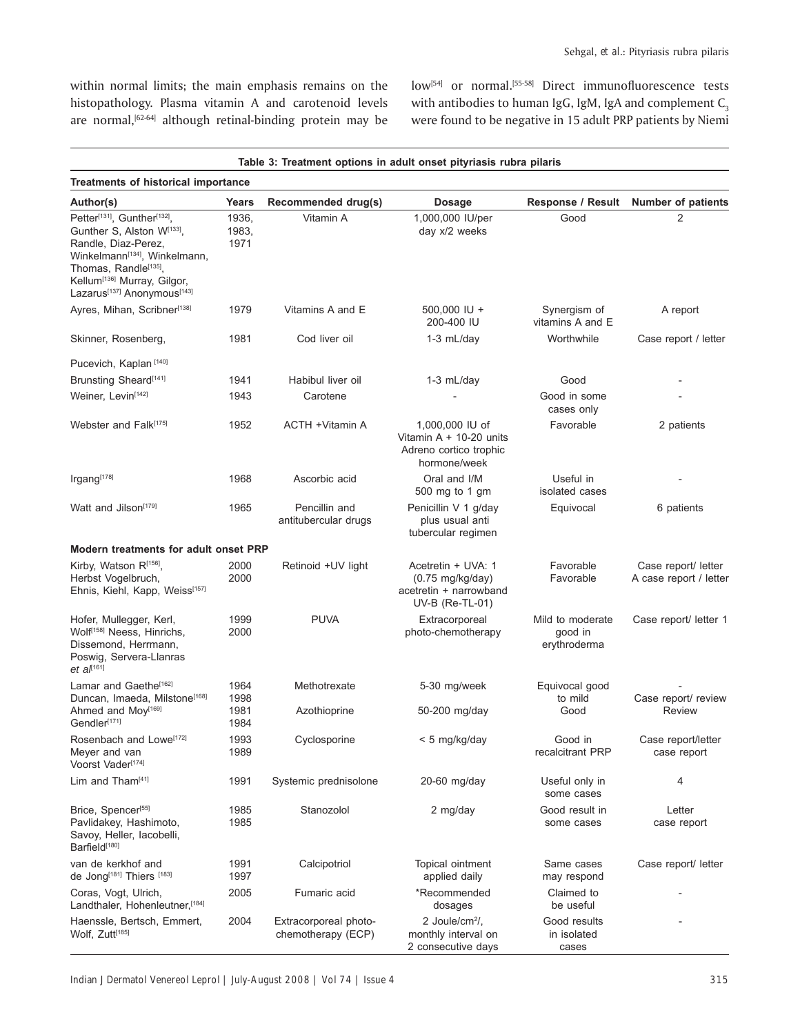within normal limits; the main emphasis remains on the histopathology. Plasma vitamin A and carotenoid levels are normal,[62-64] although retinal-binding protein may be low[54] or normal.[55-58] Direct immunofluorescence tests with antibodies to human IgG, IgM, IgA and complement $C_3$ were found to be negative in 15 adult PRP patients by Niemi

**Table 3: Treatment options in adult onset pityriasis rubra pilaris**

| Author(s) | Years | Recommended drug(s) | Dosage | Response / Result | Number of patients |
|---|---|---|---|---|---|
| **Treatments of historical importance** | | | | | |
| Petter[131], Gunther[132], Gunther S, Alston W[133], Randle, Diaz-Perez, Winkelmann[134], Winkelmann, Thomas, Randle[135], Kellum[136] Murray, Gilgor, Lazarus[137] Anonymous[143] | 1936, 1983, 1971 | Vitamin A | 1,000,000 IU/per day x/2 weeks | Good | 2 |
| Ayres, Mihan, Scribner[138] | 1979 | Vitamins A and E | 500,000 IU + 200-400 IU | Synergism of vitamins A and E | A report |
| Skinner, Rosenberg, Pucevich, Kaplan [140] | 1981 | Cod liver oil | 1-3 mL/day | Worthwhile | Case report / letter |
| Brunsting Sheard[141] | 1941 | Habibul liver oil | 1-3 mL/day | Good | - |
| Weiner, Levin[142] | 1943 | Carotene | - | Good in some cases only | - |
| Webster and Falk[175] | 1952 | ACTH +Vitamin A | 1,000,000 IU of Vitamin A + 10-20 units Adreno cortico trophic hormone/week | Favorable | 2 patients |
| Irgang[178] | 1968 | Ascorbic acid | Oral and I/M 500 mg to 1 gm | Useful in isolated cases | - |
| Watt and Jilson[179] | 1965 | Pencillin and antitubercular drugs | Penicillin V 1 g/day plus usual anti tubercular regimen | Equivocal | 6 patients |
| **Modern treatments for adult onset PRP** | | | | | |
| Kirby, Watson R[156], Herbst Vogelbruch, Ehnis, Kiehl, Kapp, Weiss[157] | 2000 2000 | Retinoid +UV light | Acetretin + UVA: 1 (0.75 mg/kg/day) acetretin + narrowband UV-B (Re-TL-01) | Favorable Favorable | Case report/ letter A case report / letter |
| Hofer, Mullegger, Kerl, Wolf[158] Neess, Hinrichs, Dissemond, Herrmann, Poswig, Servera-Llanras *et al*[161] | 1999 2000 | PUVA | Extracorporeal photo-chemotherapy | Mild to moderate good in erythroderma | Case report/ letter 1 |
| Lamar and Gaethe[162] Duncan, Imaeda, Milstone[168] | 1964 1998 | Methotrexate | 5-30 mg/week | Equivocal good to mild | - Case report/ review |
| Ahmed and Moy[169] Gendler[171] | 1981 1984 | Azothioprine | 50-200 mg/day | Good | Review |
| Rosenbach and Lowe[172] Meyer and van Voorst Vader[174] | 1993 1989 | Cyclosporine | < 5 mg/kg/day | Good in recalcitrant PRP | Case report/letter case report |
| Lim and Tham[41] | 1991 | Systemic prednisolone | 20-60 mg/day | Useful only in some cases | 4 |
| Brice, Spencer[55] Pavlidakey, Hashimoto, Savoy, Heller, Iacobelli, Barfield[180] | 1985 1985 | Stanozolol | 2 mg/day | Good result in some cases | Letter case report |
| van de kerkhof and de Jong[181] Thiers [183] | 1991 1997 | Calcipotriol | Topical ointment applied daily | Same cases may respond | Case report/ letter |
| Coras, Vogt, Ulrich, Landthaler, Hohenleutner,[184] | 2005 | Fumaric acid | *Recommended dosages | Claimed to be useful | - |
| Haenssle, Bertsch, Emmert, Wolf, Zutt[185] | 2004 | Extracorporeal photo-chemotherapy (ECP) | 2 Joule/cm$^2$/, monthly interval on 2 consecutive days | Good results in isolated cases | - |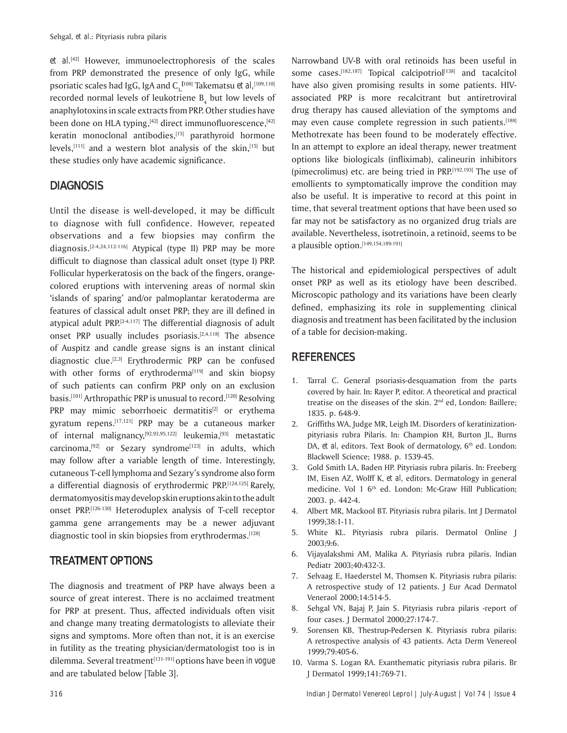*et al.*[42] However, immunoelectrophoresis of the scales from PRP demonstrated the presence of only IgG, while psoriatic scales had IgG, IgA and $C_3$.[108] Takematsu *et al*,[109,110] recorded normal levels of leukotriene $B_4$ but low levels of anaphylotoxins in scale extracts from PRP. Other studies have been done on HLA typing,[42] direct immunofluorescence,[42] keratin monoclonal antibodies,[15] parathyroid hormone levels,[111] and a western blot analysis of the skin,[15] but these studies only have academic significance.

## DIAGNOSIS

Until the disease is well-developed, it may be difficult to diagnose with full confidence. However, repeated observations and a few biopsies may confirm the diagnosis.[2-4,24,112-116] Atypical (type II) PRP may be more difficult to diagnose than classical adult onset (type I) PRP. Follicular hyperkeratosis on the back of the fingers, orange-colored eruptions with intervening areas of normal skin 'islands of sparing' and/or palmoplantar keratoderma are features of classical adult onset PRP; they are ill defined in atypical adult PRP.[2-4,117] The differential diagnosis of adult onset PRP usually includes psoriasis.[2,4,118] The absence of Auspitz and candle grease signs is an instant clinical diagnostic clue.[2,3] Erythrodermic PRP can be confused with other forms of erythroderma[119] and skin biopsy of such patients can confirm PRP only on an exclusion basis.[101] Arthropathic PRP is unusual to record.[120] Resolving PRP may mimic seborrhoeic dermatitis[2] or erythema gyratum repens.[17,121] PRP may be a cutaneous marker of internal malignancy,[92,93,95,122] leukemia,[93] metastatic carcinoma,[92] or Sezary syndrome[123] in adults, which may follow after a variable length of time. Interestingly, cutaneous T-cell lymphoma and Sezary's syndrome also form a differential diagnosis of erythrodermic PRP.[124,125] Rarely, dermatomyositis may develop skin eruptions akin to the adult onset PRP.[126-130] Heteroduplex analysis of T-cell receptor gamma gene arrangements may be a newer adjuvant diagnostic tool in skin biopsies from erythrodermas.[128]

## TREATMENT OPTIONS

The diagnosis and treatment of PRP have always been a source of great interest. There is no acclaimed treatment for PRP at present. Thus, affected individuals often visit and change many treating dermatologists to alleviate their signs and symptoms. More often than not, it is an exercise in futility as the treating physician/dermatologist too is in dilemma. Several treatment[131-191] options have been *in vogue* and are tabulated below [Table 3].

Narrowband UV-B with oral retinoids has been useful in some cases.[182,187] Topical calcipotriol[138] and tacalcitol have also given promising results in some patients. HIV-associated PRP is more recalcitrant but antiretroviral drug therapy has caused alleviation of the symptoms and may even cause complete regression in such patients.[188] Methotrexate has been found to be moderately effective. In an attempt to explore an ideal therapy, newer treatment options like biologicals (infliximab), calineurin inhibitors (pimecrolimus) etc. are being tried in PRP.[192,193] The use of emollients to symptomatically improve the condition may also be useful. It is imperative to record at this point in time, that several treatment options that have been used so far may not be satisfactory as no organized drug trials are available. Nevertheless, isotretinoin, a retinoid, seems to be a plausible option.[149,154,189-191]

The historical and epidemiological perspectives of adult onset PRP as well as its etiology have been described. Microscopic pathology and its variations have been clearly defined, emphasizing its role in supplementing clinical diagnosis and treatment has been facilitated by the inclusion of a table for decision-making.

## REFERENCES

1. Tarral C. General psoriasis-desquamation from the parts covered by hair. In: Rayer P, editor. A theoretical and practical treatise on the diseases of the skin. 2nd ed, London: Baillere; 1835. p. 648-9.
2. Griffiths WA, Judge MR, Leigh IM. Disorders of keratinization-pityriasis rubra Pilaris. In: Champion RH, Burton JL, Burns DA, *et al*, editors. Text Book of dermatology, 6th ed. London: Blackwell Science; 1988. p. 1539-45.
3. Gold Smith LA, Baden HP. Pityriasis rubra pilaris. In: Freeberg IM, Eisen AZ, Wolff K, *et al*, editors. Dermatology in general medicine. Vol 1 6th ed. London: Mc-Graw Hill Publication; 2003. p. 442-4.
4. Albert MR, Mackool BT. Pityriasis rubra pilaris. Int J Dermatol 1999;38:1-11.
5. White KL. Pityriasis rubra pilaris. Dermatol Online J 2003;9:6.
6. Vijayalakshmi AM, Malika A. Pityriasis rubra pilaris. Indian Pediatr 2003;40:432-3.
7. Selvaag E, Haederstel M, Thomsen K. Pityriasis rubra pilaris: A retrospective study of 12 patients. J Eur Acad Dermatol Veneraol 2000;14:514-5.
8. Sehgal VN, Bajaj P, Jain S. Pityriasis rubra pilaris -report of four cases. J Dermatol 2000;27:174-7.
9. Sorensen KB, Thestrup-Pedersen K. Pityriasis rubra pilaris: A retrospective analysis of 43 patients. Acta Derm Venereol 1999;79:405-6.
10. Varma S. Logan RA. Exanthematic pityriasis rubra pilaris. Br J Dermatol 1999;141:769-71.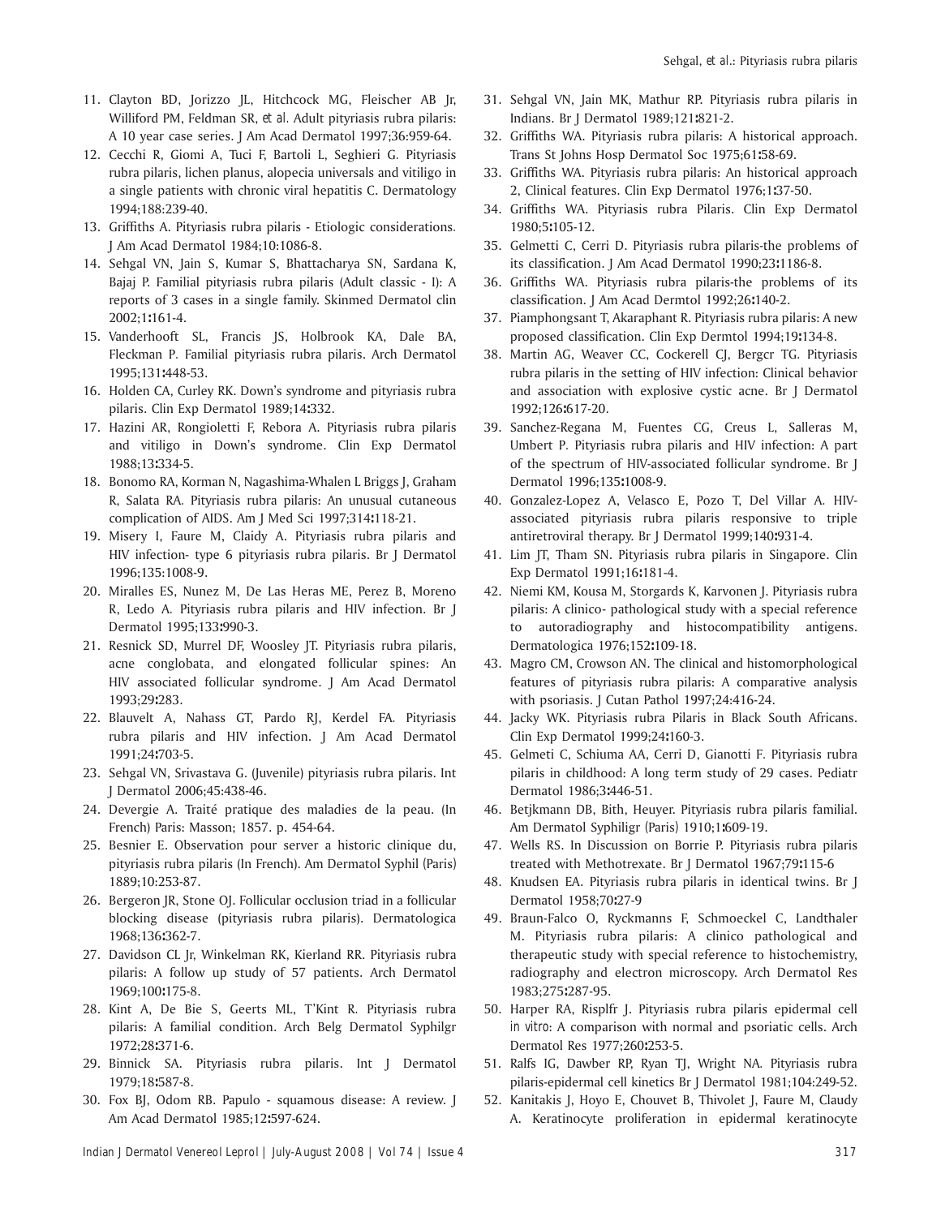11. Clayton BD, Jorizzo JL, Hitchcock MG, Fleischer AB Jr, Williford PM, Feldman SR, *et al*. Adult pityriasis rubra pilaris: A 10 year case series. J Am Acad Dermatol 1997;36:959-64.
12. Cecchi R, Giomi A, Tuci F, Bartoli L, Seghieri G. Pityriasis rubra pilaris, lichen planus, alopecia universals and vitiligo in a single patients with chronic viral hepatitis C. Dermatology 1994;188:239-40.
13. Griffiths A. Pityriasis rubra pilaris - Etiologic considerations. J Am Acad Dermatol 1984;10:1086-8.
14. Sehgal VN, Jain S, Kumar S, Bhattacharya SN, Sardana K, Bajaj P. Familial pityriasis rubra pilaris (Adult classic - I): A reports of 3 cases in a single family. Skinmed Dermatol clin 2002;1:161-4.
15. Vanderhooft SL, Francis JS, Holbrook KA, Dale BA, Fleckman P. Familial pityriasis rubra pilaris. Arch Dermatol 1995;131:448-53.
16. Holden CA, Curley RK. Down's syndrome and pityriasis rubra pilaris. Clin Exp Dermatol 1989;14:332.
17. Hazini AR, Rongioletti F, Rebora A. Pityriasis rubra pilaris and vitiligo in Down's syndrome. Clin Exp Dermatol 1988;13:334-5.
18. Bonomo RA, Korman N, Nagashima-Whalen L Briggs J, Graham R, Salata RA. Pityriasis rubra pilaris: An unusual cutaneous complication of AIDS. Am J Med Sci 1997;314:118-21.
19. Misery I, Faure M, Claidy A. Pityriasis rubra pilaris and HIV infection- type 6 pityriasis rubra pilaris. Br J Dermatol 1996;135:1008-9.
20. Miralles ES, Nunez M, De Las Heras ME, Perez B, Moreno R, Ledo A. Pityriasis rubra pilaris and HIV infection. Br J Dermatol 1995;133:990-3.
21. Resnick SD, Murrel DF, Woosley JT. Pityriasis rubra pilaris, acne conglobata, and elongated follicular spines: An HIV associated follicular syndrome. J Am Acad Dermatol 1993;29:283.
22. Blauvelt A, Nahass GT, Pardo RJ, Kerdel FA. Pityriasis rubra pilaris and HIV infection. J Am Acad Dermatol 1991;24:703-5.
23. Sehgal VN, Srivastava G. (Juvenile) pityriasis rubra pilaris. Int J Dermatol 2006;45:438-46.
24. Devergie A. Traité pratique des maladies de la peau. (In French) Paris: Masson; 1857. p. 454-64.
25. Besnier E. Observation pour server a historic clinique du, pityriasis rubra pilaris (In French). Am Dermatol Syphil (Paris) 1889;10:253-87.
26. Bergeron JR, Stone OJ. Follicular occlusion triad in a follicular blocking disease (pityriasis rubra pilaris). Dermatologica 1968;136:362-7.
27. Davidson CL Jr, Winkelman RK, Kierland RR. Pityriasis rubra pilaris: A follow up study of 57 patients. Arch Dermatol 1969;100:175-8.
28. Kint A, De Bie S, Geerts ML, T'Kint R. Pityriasis rubra pilaris: A familial condition. Arch Belg Dermatol Syphilgr 1972;28:371-6.
29. Binnick SA. Pityriasis rubra pilaris. Int J Dermatol 1979;18:587-8.
30. Fox BJ, Odom RB. Papulo - squamous disease: A review. J Am Acad Dermatol 1985;12:597-624.
31. Sehgal VN, Jain MK, Mathur RP. Pityriasis rubra pilaris in Indians. Br J Dermatol 1989;121:821-2.
32. Griffiths WA. Pityriasis rubra pilaris: A historical approach. Trans St Johns Hosp Dermatol Soc 1975;61:58-69.
33. Griffiths WA. Pityriasis rubra pilaris: An historical approach 2, Clinical features. Clin Exp Dermatol 1976;1:37-50.
34. Griffiths WA. Pityriasis rubra Pilaris. Clin Exp Dermatol 1980;5:105-12.
35. Gelmetti C, Cerri D. Pityriasis rubra pilaris-the problems of its classification. J Am Acad Dermatol 1990;23:1186-8.
36. Griffiths WA. Pityriasis rubra pilaris-the problems of its classification. J Am Acad Dermtol 1992;26:140-2.
37. Piamphongsant T, Akaraphant R. Pityriasis rubra pilaris: A new proposed classification. Clin Exp Dermtol 1994;19:134-8.
38. Martin AG, Weaver CC, Cockerell CJ, Bergcr TG. Pityriasis rubra pilaris in the setting of HIV infection: Clinical behavior and association with explosive cystic acne. Br J Dermatol 1992;126:617-20.
39. Sanchez-Regana M, Fuentes CG, Creus L, Salleras M, Umbert P. Pityriasis rubra pilaris and HIV infection: A part of the spectrum of HIV-associated follicular syndrome. Br J Dermatol 1996;135:1008-9.
40. Gonzalez-Lopez A, Velasco E, Pozo T, Del Villar A. HIV-associated pityriasis rubra pilaris responsive to triple antiretroviral therapy. Br J Dermatol 1999;140:931-4.
41. Lim JT, Tham SN. Pityriasis rubra pilaris in Singapore. Clin Exp Dermatol 1991;16:181-4.
42. Niemi KM, Kousa M, Storgards K, Karvonen J. Pityriasis rubra pilaris: A clinico- pathological study with a special reference to autoradiography and histocompatibility antigens. Dermatologica 1976;152:109-18.
43. Magro CM, Crowson AN. The clinical and histomorphological features of pityriasis rubra pilaris: A comparative analysis with psoriasis. J Cutan Pathol 1997;24:416-24.
44. Jacky WK. Pityriasis rubra Pilaris in Black South Africans. Clin Exp Dermatol 1999;24:160-3.
45. Gelmetti C, Schiuma AA, Cerri D, Gianotti F. Pityriasis rubra pilaris in childhood: A long term study of 29 cases. Pediatr Dermatol 1986;3:446-51.
46. Betjkmann DB, Bith, Heuyer. Pityriasis rubra pilaris familial. Am Dermatol Syphiligr (Paris) 1910;1:609-19.
47. Wells RS. In Discussion on Borrie P. Pityriasis rubra pilaris treated with Methotrexate. Br J Dermatol 1967;79:115-6
48. Knudsen EA. Pityriasis rubra pilaris in identical twins. Br J Dermatol 1958;70:27-9
49. Braun-Falco O, Ryckmanns F, Schmoeckel C, Landthaler M. Pityriasis rubra pilaris: A clinico pathological and therapeutic study with special reference to histochemistry, radiography and electron microscopy. Arch Dermatol Res 1983;275:287-95.
50. Harper RA, Risplfr J. Pityriasis rubra pilaris epidermal cell *in vitro*: A comparison with normal and psoriatic cells. Arch Dermatol Res 1977;260:253-5.
51. Ralfs IG, Dawber RP, Ryan TJ, Wright NA. Pityriasis rubra pilaris-epidermal cell kinetics Br J Dermatol 1981;104:249-52.
52. Kanitakis J, Hoyo E, Chouvet B, Thivolet J, Faure M, Claudy A. Keratinocyte proliferation in epidermal keratinocyte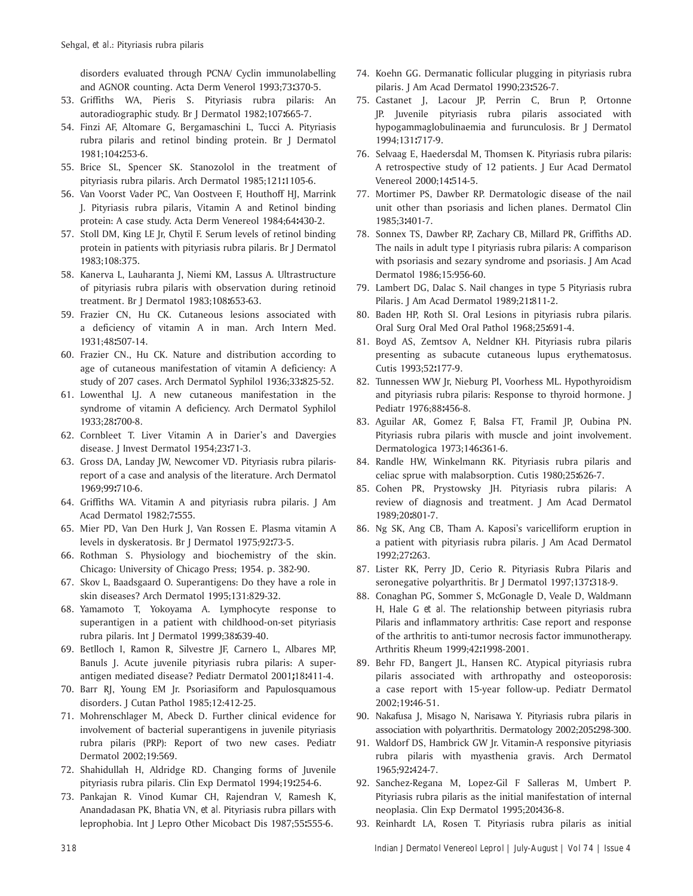disorders evaluated through PCNA/ Cyclin immunolabelling and AGNOR counting. Acta Derm Venerol 1993;73:370-5.

53. Griffiths WA, Pieris S. Pityriasis rubra pilaris: An autoradiographic study. Br J Dermatol 1982;107:665-7.
54. Finzi AF, Altomare G, Bergamaschini L, Tucci A. Pityriasis rubra pilaris and retinol binding protein. Br J Dermatol 1981;104:253-6.
55. Brice SL, Spencer SK. Stanozolol in the treatment of pityriasis rubra pilaris. Arch Dermatol 1985;121:1105-6.
56. Van Voorst Vader PC, Van Oostveen F, Houthoff HJ, Marrink J. Pityriasis rubra pilaris, Vitamin A and Retinol binding protein: A case study. Acta Derm Venereol 1984;64:430-2.
57. Stoll DM, King LE Jr, Chytil F. Serum levels of retinol binding protein in patients with pityriasis rubra pilaris. Br J Dermatol 1983;108:375.
58. Kanerva L, Lauharanta J, Niemi KM, Lassus A. Ultrastructure of pityriasis rubra pilaris with observation during retinoid treatment. Br J Dermatol 1983;108:653-63.
59. Frazier CN, Hu CK. Cutaneous lesions associated with a deficiency of vitamin A in man. Arch Intern Med. 1931;48:507-14.
60. Frazier CN., Hu CK. Nature and distribution according to age of cutaneous manifestation of vitamin A deficiency: A study of 207 cases. Arch Dermatol Syphilol 1936;33:825-52.
61. Lowenthal LJ. A new cutaneous manifestation in the syndrome of vitamin A deficiency. Arch Dermatol Syphilol 1933;28:700-8.
62. Cornbleet T. Liver Vitamin A in Darier's and Davergies disease. J Invest Dermatol 1954;23:71-3.
63. Gross DA, Landay JW, Newcomer VD. Pityriasis rubra pilaris-report of a case and analysis of the literature. Arch Dermatol 1969;99:710-6.
64. Griffiths WA. Vitamin A and pityriasis rubra pilaris. J Am Acad Dermatol 1982;7:555.
65. Mier PD, Van Den Hurk J, Van Rossen E. Plasma vitamin A levels in dyskeratosis. Br J Dermatol 1975;92:73-5.
66. Rothman S. Physiology and biochemistry of the skin. Chicago: University of Chicago Press; 1954. p. 382-90.
67. Skov L, Baadsgaard O. Superantigens: Do they have a role in skin diseases? Arch Dermatol 1995;131:829-32.
68. Yamamoto T, Yokoyama A. Lymphocyte response to superantigen in a patient with childhood-on-set pityriasis rubra pilaris. Int J Dermatol 1999;38:639-40.
69. Betlloch I, Ramon R, Silvestre JF, Carnero L, Albares MP, Banuls J. Acute juvenile pityriasis rubra pilaris: A superantigen mediated disease? Pediatr Dermatol 2001;18:411-4.
70. Barr RJ, Young EM Jr. Psoriasiform and Papulosquamous disorders. J Cutan Pathol 1985;12:412-25.
71. Mohrenschlager M, Abeck D. Further clinical evidence for involvement of bacterial superantigens in juvenile pityriasis rubra pilaris (PRP): Report of two new cases. Pediatr Dermatol 2002;19:569.
72. Shahidullah H, Aldridge RD. Changing forms of Juvenile pityriasis rubra pilaris. Clin Exp Dermatol 1994;19:254-6.
73. Pankajan R. Vinod Kumar CH, Rajendran V, Ramesh K, Anandadasan PK, Bhatia VN, *et al*. Pityriasis rubra pillars with leprophobia. Int J Lepro Other Micobact Dis 1987;55:555-6.
74. Koehn GG. Dermanatic follicular plugging in pityriasis rubra pilaris. J Am Acad Dermatol 1990;23:526-7.
75. Castanet J, Lacour JP, Perrin C, Brun P, Ortonne JP. Juvenile pityriasis rubra pilaris associated with hypogammaglobulinaemia and furunculosis. Br J Dermatol 1994;131:717-9.
76. Selvaag E, Haedersdal M, Thomsen K. Pityriasis rubra pilaris: A retrospective study of 12 patients. J Eur Acad Dermatol Venereol 2000;14:514-5.
77. Mortimer PS, Dawber RP. Dermatologic disease of the nail unit other than psoriasis and lichen planes. Dermatol Clin 1985;3:401-7.
78. Sonnex TS, Dawber RP, Zachary CB, Millard PR, Griffiths AD. The nails in adult type I pityriasis rubra pilaris: A comparison with psoriasis and sezary syndrome and psoriasis. J Am Acad Dermatol 1986;15:956-60.
79. Lambert DG, Dalac S. Nail changes in type 5 Pityriasis rubra Pilaris. J Am Acad Dermatol 1989;21:811-2.
80. Baden HP, Roth SI. Oral Lesions in pityriasis rubra pilaris. Oral Surg Oral Med Oral Pathol 1968;25:691-4.
81. Boyd AS, Zemtsov A, Neldner KH. Pityriasis rubra pilaris presenting as subacute cutaneous lupus erythematosus. Cutis 1993;52:177-9.
82. Tunnessen WW Jr, Nieburg PI, Voorhess ML. Hypothyroidism and pityriasis rubra pilaris: Response to thyroid hormone. J Pediatr 1976;88:456-8.
83. Aguilar AR, Gomez F, Balsa FT, Framil JP, Oubina PN. Pityriasis rubra pilaris with muscle and joint involvement. Dermatologica 1973;146:361-6.
84. Randle HW, Winkelmann RK. Pityriasis rubra pilaris and celiac sprue with malabsorption. Cutis 1980;25:626-7.
85. Cohen PR, Prystowsky JH. Pityriasis rubra pilaris: A review of diagnosis and treatment. J Am Acad Dermatol 1989;20:801-7.
86. Ng SK, Ang CB, Tham A. Kaposi's varicelliform eruption in a patient with pityriasis rubra pilaris. J Am Acad Dermatol 1992;27:263.
87. Lister RK, Perry JD, Cerio R. Pityriasis Rubra Pilaris and seronegative polyarthritis. Br J Dermatol 1997;137:318-9.
88. Conaghan PG, Sommer S, McGonagle D, Veale D, Waldmann H, Hale G *et al*. The relationship between pityriasis rubra Pilaris and inflammatory arthritis: Case report and response of the arthritis to anti-tumor necrosis factor immunotherapy. Arthritis Rheum 1999;42:1998-2001.
89. Behr FD, Bangert JL, Hansen RC. Atypical pityriasis rubra pilaris associated with arthropathy and osteoporosis: a case report with 15-year follow-up. Pediatr Dermatol 2002;19:46-51.
90. Nakafusa J, Misago N, Narisawa Y. Pityriasis rubra pilaris in association with polyarthritis. Dermatology 2002;205:298-300.
91. Waldorf DS, Hambrick GW Jr. Vitamin-A responsive pityriasis rubra pilaris with myasthenia gravis. Arch Dermatol 1965;92:424-7.
92. Sanchez-Regana M, Lopez-Gil F Salleras M, Umbert P. Pityriasis rubra pilaris as the initial manifestation of internal neoplasia. Clin Exp Dermatol 1995;20:436-8.
93. Reinhardt LA, Rosen T. Pityriasis rubra pilaris as initial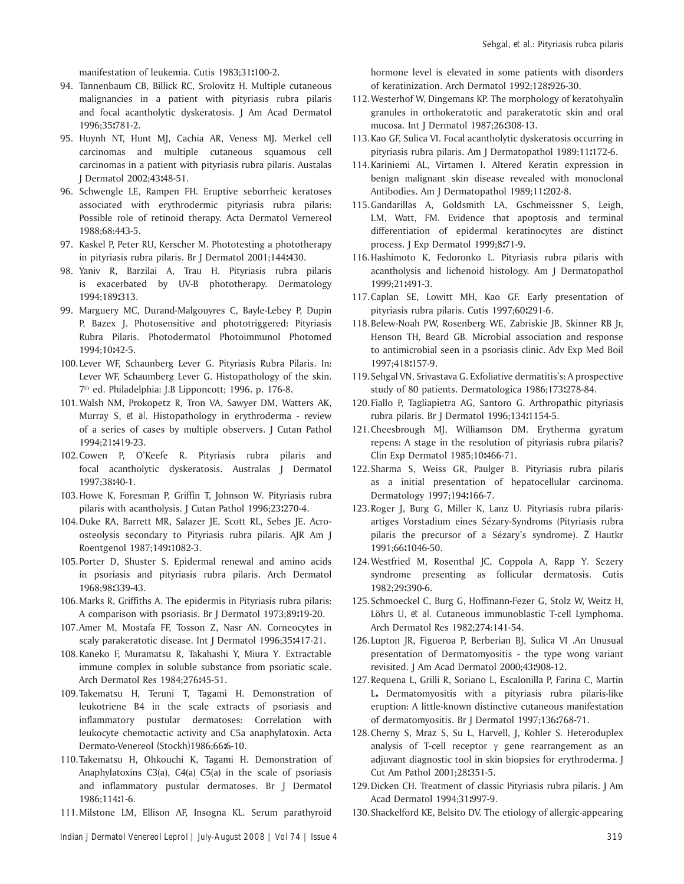manifestation of leukemia. Cutis 1983;31:100-2.

94. Tannenbaum CB, Billick RC, Srolovitz H. Multiple cutaneous malignancies in a patient with pityriasis rubra pilaris and focal acantholytic dyskeratosis. J Am Acad Dermatol 1996;35:781-2.
95. Huynh NT, Hunt MJ, Cachia AR, Veness MJ. Merkel cell carcinomas and multiple cutaneous squamous cell carcinomas in a patient with pityriasis rubra pilaris. Austalas J Dermatol 2002;43:48-51.
96. Schwengle LE, Rampen FH. Eruptive seborrheic keratoses associated with erythrodermic pityriasis rubra pilaris: Possible role of retinoid therapy. Acta Dermatol Vernereol 1988;68:443-5.
97. Kaskel P, Peter RU, Kerscher M. Phototesting a phototherapy in pityriasis rubra pilaris. Br J Dermatol 2001;144:430.
98. Yaniv R, Barzilai A, Trau H. Pityriasis rubra pilaris is exacerbated by UV-B phototherapy. Dermatology 1994;189:313.
99. Marguery MC, Durand-Malgouyres C, Bayle-Lebey P, Dupin P, Bazex J. Photosensitive and phototriggered: Pityriasis Rubra Pilaris. Photodermatol Photoimmunol Photomed 1994;10:42-5.
100. Lever WF, Schaunberg Lever G. Pityriasis Rubra Pilaris. In: Lever WF, Schaumberg Lever G. Histopathology of the skin. 7th ed. Philadelphia: J.B Lipponcott; 1996. p. 176-8.
101. Walsh NM, Prokopetz R, Tron VA, Sawyer DM, Watters AK, Murray S, *et al*. Histopathology in erythroderma - review of a series of cases by multiple observers. J Cutan Pathol 1994;21:419-23.
102. Cowen P, O'Keefe R. Pityriasis rubra pilaris and focal acantholytic dyskeratosis. Australas J Dermatol 1997;38:40-1.
103. Howe K, Foresman P, Griffin T, Johnson W. Pityriasis rubra pilaris with acantholysis. J Cutan Pathol 1996;23:270-4.
104. Duke RA, Barrett MR, Salazer JE, Scott RL, Sebes JE. Acro-osteolysis secondary to Pityriasis rubra pilaris. AJR Am J Roentgenol 1987;149:1082-3.
105. Porter D, Shuster S. Epidermal renewal and amino acids in psoriasis and pityriasis rubra pilaris. Arch Dermatol 1968;98:339-43.
106. Marks R, Griffiths A. The epidermis in Pityriasis rubra pilaris: A comparison with psoriasis. Br J Dermatol 1973;89:19-20.
107. Amer M, Mostafa FF, Tosson Z, Nasr AN. Corneocytes in scaly parakeratotic disease. Int J Dermatol 1996;35:417-21.
108. Kaneko F, Muramatsu R, Takahashi Y, Miura Y. Extractable immune complex in soluble substance from psoriatic scale. Arch Dermatol Res 1984;276:45-51.
109. Takematsu H, Teruni T, Tagami H. Demonstration of leukotriene B4 in the scale extracts of psoriasis and inflammatory pustular dermatoses: Correlation with leukocyte chemotactic activity and C5a anaphylatoxin. Acta Dermato-Venereol (Stockh)1986;66:6-10.
110. Takematsu H, Ohkouchi K, Tagami H. Demonstration of Anaphylatoxins C3(a), C4(a) C5(a) in the scale of psoriasis and inflammatory pustular dermatoses. Br J Dermatol 1986;114:1-6.
111. Milstone LM, Ellison AF, Insogna KL. Serum parathyroid hormone level is elevated in some patients with disorders of keratinization. Arch Dermatol 1992;128:926-30.
112. Westerhof W, Dingemans KP. The morphology of keratohyalin granules in orthokeratotic and parakeratotic skin and oral mucosa. Int J Dermatol 1987;26:308-13.
113. Kao GF, Sulica VI. Focal acantholytic dyskeratosis occurring in pityriasis rubra pilaris. Am J Dermatopathol 1989;11:172-6.
114. Kariniemi AL, Virtamen I. Altered Keratin expression in benign malignant skin disease revealed with monoclonal Antibodies. Am J Dermatopathol 1989;11:202-8.
115. Gandarillas A, Goldsmith LA, Gschmeissner S, Leigh, I.M, Watt, FM. Evidence that apoptosis and terminal differentiation of epidermal keratinocytes are distinct process. J Exp Dermatol 1999;8:71-9.
116. Hashimoto K, Fedoronko L. Pityriasis rubra pilaris with acantholysis and lichenoid histology. Am J Dermatopathol 1999;21:491-3.
117. Caplan SE, Lowitt MH, Kao GF. Early presentation of pityriasis rubra pilaris. Cutis 1997;60:291-6.
118. Belew-Noah PW, Rosenberg WE, Zabriskie JB, Skinner RB Jr, Henson TH, Beard GB. Microbial association and response to antimicrobial seen in a psoriasis clinic. Adv Exp Med Boil 1997;418:157-9.
119. Sehgal VN, Srivastava G. Exfoliative dermatitis's: A prospective study of 80 patients. Dermatologica 1986;173:278-84.
120. Fiallo P, Tagliapietra AG, Santoro G. Arthropathic pityriasis rubra pilaris. Br J Dermatol 1996;134:1154-5.
121. Cheesbrough MJ, Williamson DM. Erytherma gyratum repens: A stage in the resolution of pityriasis rubra pilaris? Clin Exp Dermatol 1985;10:466-71.
122. Sharma S, Weiss GR, Paulger B. Pityriasis rubra pilaris as a initial presentation of hepatocellular carcinoma. Dermatology 1997;194:166-7.
123. Roger J, Burg G, Miller K, Lanz U. Pityriasis rubra pilaris-artiges Vorstadium eines Sézary-Syndroms (Pityriasis rubra pilaris the precursor of a Sézary's syndrome). Z Hautkr 1991;66:1046-50.
124. Westfried M, Rosenthal JC, Coppola A, Rapp Y. Sezery syndrome presenting as follicular dermatosis. Cutis 1982;29:390-6.
125. Schmoeckel C, Burg G, Hoffmann-Fezer G, Stolz W, Weitz H, Löhrs U, *et al*. Cutaneous immunoblastic T-cell Lymphoma. Arch Dermatol Res 1982;274:141-54.
126. Lupton JR, Figueroa P, Berberian BJ, Sulica VI .An Unusual presentation of Dermatomyositis - the type wong variant revisited. J Am Acad Dermatol 2000;43:908-12.
127. Requena L, Grilli R, Soriano L, Escalonilla P, Farina C, Martin L. Dermatomyositis with a pityriasis rubra pilaris-like eruption: A little-known distinctive cutaneous manifestation of dermatomyositis. Br J Dermatol 1997;136:768-71.
128. Cherny S, Mraz S, Su L, Harvell, J, Kohler S. Heteroduplex analysis of T-cell receptor $\gamma$ gene rearrangement as an adjuvant diagnostic tool in skin biopsies for erythroderma. J Cut Am Pathol 2001;28:351-5.
129. Dicken CH. Treatment of classic Pityriasis rubra pilaris. J Am Acad Dermatol 1994;31:997-9.
130. Shackelford KE, Belsito DV. The etiology of allergic-appearing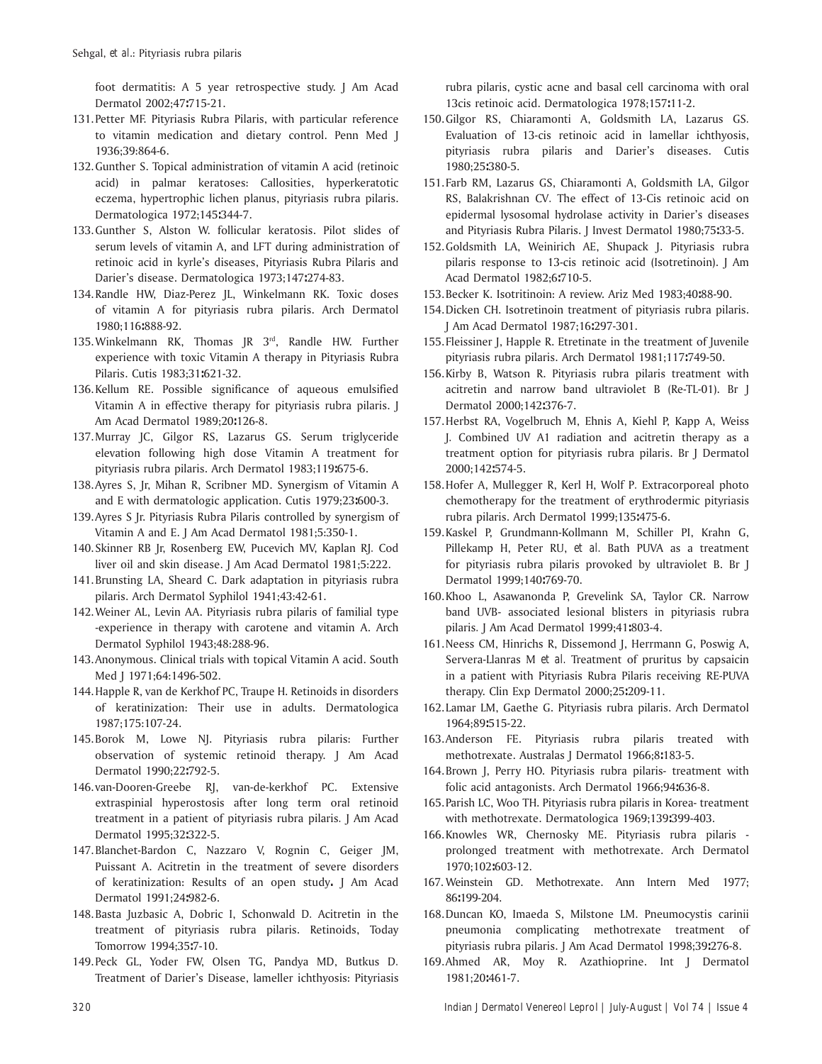foot dermatitis: A 5 year retrospective study. J Am Acad Dermatol 2002;47:715-21.

131. Petter MF. Pityriasis Rubra Pilaris, with particular reference to vitamin medication and dietary control. Penn Med J 1936;39:864-6.
132. Gunther S. Topical administration of vitamin A acid (retinoic acid) in palmar keratoses: Callosities, hyperkeratotic eczema, hypertrophic lichen planus, pityriasis rubra pilaris. Dermatologica 1972;145:344-7.
133. Gunther S, Alston W. follicular keratosis. Pilot slides of serum levels of vitamin A, and LFT during administration of retinoic acid in kyrle's diseases, Pityriasis Rubra Pilaris and Darier's disease. Dermatologica 1973;147:274-83.
134. Randle HW, Diaz-Perez JL, Winkelmann RK. Toxic doses of vitamin A for pityriasis rubra pilaris. Arch Dermatol 1980;116:888-92.
135. Winkelmann RK, Thomas JR 3rd, Randle HW. Further experience with toxic Vitamin A therapy in Pityriasis Rubra Pilaris. Cutis 1983;31:621-32.
136. Kellum RE. Possible significance of aqueous emulsified Vitamin A in effective therapy for pityriasis rubra pilaris. J Am Acad Dermatol 1989;20:126-8.
137. Murray JC, Gilgor RS, Lazarus GS. Serum triglyceride elevation following high dose Vitamin A treatment for pityriasis rubra pilaris. Arch Dermatol 1983;119:675-6.
138. Ayres S, Jr, Mihan R, Scribner MD. Synergism of Vitamin A and E with dermatologic application. Cutis 1979;23:600-3.
139. Ayres S Jr. Pityriasis Rubra Pilaris controlled by synergism of Vitamin A and E. J Am Acad Dermatol 1981;5:350-1.
140. Skinner RB Jr, Rosenberg EW, Pucevich MV, Kaplan RJ. Cod liver oil and skin disease. J Am Acad Dermatol 1981;5:222.
141. Brunsting LA, Sheard C. Dark adaptation in pityriasis rubra pilaris. Arch Dermatol Syphilol 1941;43:42-61.
142. Weiner AL, Levin AA. Pityriasis rubra pilaris of familial type -experience in therapy with carotene and vitamin A. Arch Dermatol Syphilol 1943;48:288-96.
143. Anonymous. Clinical trials with topical Vitamin A acid. South Med J 1971;64:1496-502.
144. Happle R, van de Kerkhof PC, Traupe H. Retinoids in disorders of keratinization: Their use in adults. Dermatologica 1987;175:107-24.
145. Borok M, Lowe NJ. Pityriasis rubra pilaris: Further observation of systemic retinoid therapy. J Am Acad Dermatol 1990;22:792-5.
146. van-Dooren-Greebe RJ, van-de-kerkhof PC. Extensive extraspinial hyperostosis after long term oral retinoid treatment in a patient of pityriasis rubra pilaris. J Am Acad Dermatol 1995;32:322-5.
147. Blanchet-Bardon C, Nazzaro V, Rognin C, Geiger JM, Puissant A. Acitretin in the treatment of severe disorders of keratinization: Results of an open study. J Am Acad Dermatol 1991;24:982-6.
148. Basta Juzbasic A, Dobric I, Schonwald D. Acitretin in the treatment of pityriasis rubra pilaris. Retinoids, Today Tomorrow 1994;35:7-10.
149. Peck GL, Yoder FW, Olsen TG, Pandya MD, Butkus D. Treatment of Darier's Disease, lameller ichthyosis: Pityriasis rubra pilaris, cystic acne and basal cell carcinoma with oral 13cis retinoic acid. Dermatologica 1978;157:11-2.
150. Gilgor RS, Chiaramonti A, Goldsmith LA, Lazarus GS. Evaluation of 13-cis retinoic acid in lamellar ichthyosis, pityriasis rubra pilaris and Darier's diseases. Cutis 1980;25:380-5.
151. Farb RM, Lazarus GS, Chiaramonti A, Goldsmith LA, Gilgor RS, Balakrishnan CV. The effect of 13-Cis retinoic acid on epidermal lysosomal hydrolase activity in Darier's diseases and Pityriasis Rubra Pilaris. J Invest Dermatol 1980;75:33-5.
152. Goldsmith LA, Weinirich AE, Shupack J. Pityriasis rubra pilaris response to 13-cis retinoic acid (Isotretinoin). J Am Acad Dermatol 1982;6:710-5.
153. Becker K. Isotritinoin: A review. Ariz Med 1983;40:88-90.
154. Dicken CH. Isotretinoin treatment of pityriasis rubra pilaris. J Am Acad Dermatol 1987;16:297-301.
155. Fleissiner J, Happle R. Etretinate in the treatment of Juvenile pityriasis rubra pilaris. Arch Dermatol 1981;117:749-50.
156. Kirby B, Watson R. Pityriasis rubra pilaris treatment with acitretin and narrow band ultraviolet B (Re-TL-01). Br J Dermatol 2000;142:376-7.
157. Herbst RA, Vogelbruch M, Ehnis A, Kiehl P, Kapp A, Weiss J. Combined UV A1 radiation and acitretin therapy as a treatment option for pityriasis rubra pilaris. Br J Dermatol 2000;142:574-5.
158. Hofer A, Mullegger R, Kerl H, Wolf P. Extracorporeal photo chemotherapy for the treatment of erythrodermic pityriasis rubra pilaris. Arch Dermatol 1999;135:475-6.
159. Kaskel P, Grundmann-Kollmann M, Schiller PI, Krahn G, Pillekamp H, Peter RU, *et al*. Bath PUVA as a treatment for pityriasis rubra pilaris provoked by ultraviolet B. Br J Dermatol 1999;140:769-70.
160. Khoo L, Asawanonda P, Grevelink SA, Taylor CR. Narrow band UVB- associated lesional blisters in pityriasis rubra pilaris. J Am Acad Dermatol 1999;41:803-4.
161. Neess CM, Hinrichs R, Dissemond J, Herrmann G, Poswig A, Servera-Llanras M *et al*. Treatment of pruritus by capsaicin in a patient with Pityriasis Rubra Pilaris receiving RE-PUVA therapy. Clin Exp Dermatol 2000;25:209-11.
162. Lamar LM, Gaethe G. Pityriasis rubra pilaris. Arch Dermatol 1964;89:515-22.
163. Anderson FE. Pityriasis rubra pilaris treated with methotrexate. Australas J Dermatol 1966;8:183-5.
164. Brown J, Perry HO. Pityriasis rubra pilaris- treatment with folic acid antagonists. Arch Dermatol 1966;94:636-8.
165. Parish LC, Woo TH. Pityriasis rubra pilaris in Korea- treatment with methotrexate. Dermatologica 1969;139:399-403.
166. Knowles WR, Chernosky ME. Pityriasis rubra pilaris - prolonged treatment with methotrexate. Arch Dermatol 1970;102:603-12.
167. Weinstein GD. Methotrexate. Ann Intern Med 1977; 86:199-204.
168. Duncan KO, Imaeda S, Milstone LM. Pneumocystis carinii pneumonia complicating methotrexate treatment of pityriasis rubra pilaris. J Am Acad Dermatol 1998;39:276-8.
169. Ahmed AR, Moy R. Azathioprine. Int J Dermatol 1981;20:461-7.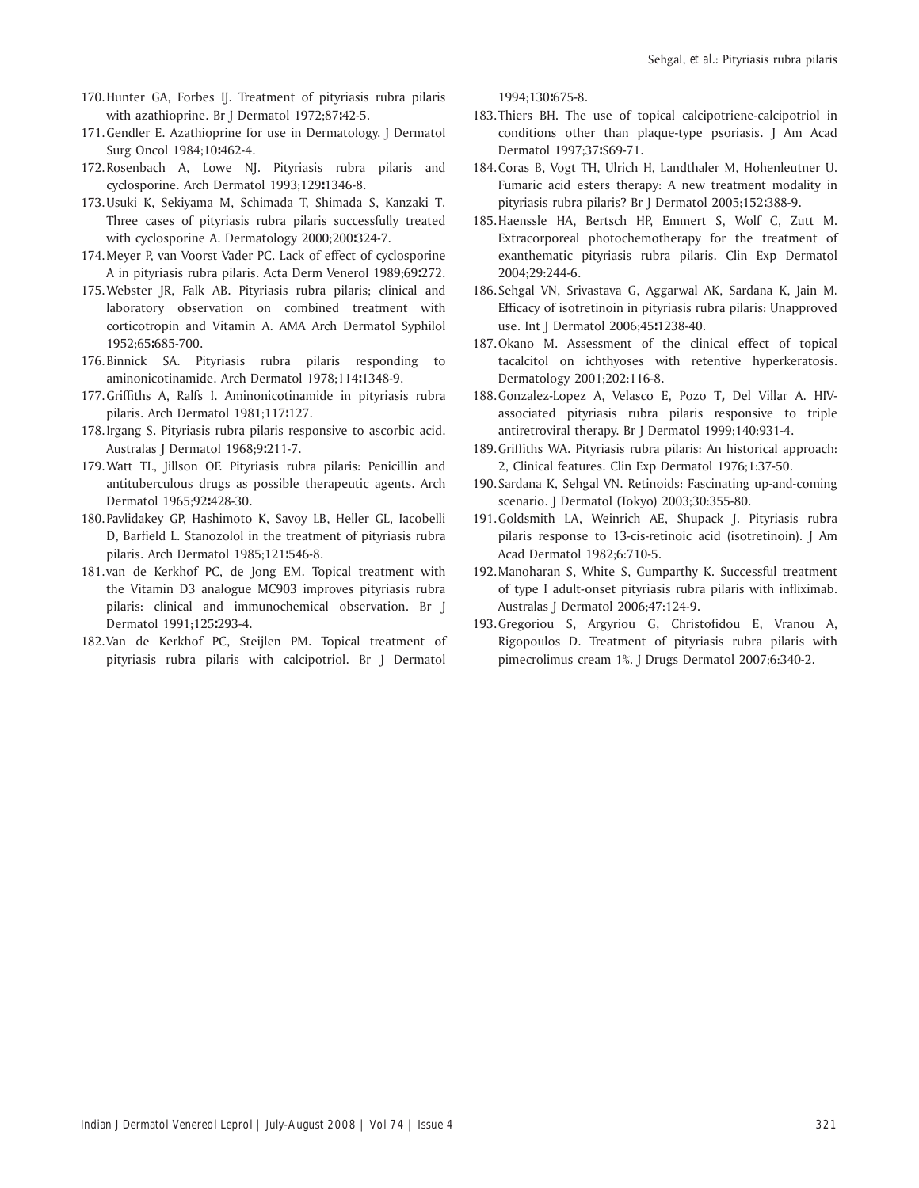170. Hunter GA, Forbes IJ. Treatment of pityriasis rubra pilaris with azathioprine. Br J Dermatol 1972;87:42-5.
171. Gendler E. Azathioprine for use in Dermatology. J Dermatol Surg Oncol 1984;10:462-4.
172. Rosenbach A, Lowe NJ. Pityriasis rubra pilaris and cyclosporine. Arch Dermatol 1993;129:1346-8.
173. Usuki K, Sekiyama M, Schimada T, Shimada S, Kanzaki T. Three cases of pityriasis rubra pilaris successfully treated with cyclosporine A. Dermatology 2000;200:324-7.
174. Meyer P, van Voorst Vader PC. Lack of effect of cyclosporine A in pityriasis rubra pilaris. Acta Derm Venerol 1989;69:272.
175. Webster JR, Falk AB. Pityriasis rubra pilaris; clinical and laboratory observation on combined treatment with corticotropin and Vitamin A. AMA Arch Dermatol Syphilol 1952;65:685-700.
176. Binnick SA. Pityriasis rubra pilaris responding to aminonicotinamide. Arch Dermatol 1978;114:1348-9.
177. Griffiths A, Ralfs I. Aminonicotinamide in pityriasis rubra pilaris. Arch Dermatol 1981;117:127.
178. Irgang S. Pityriasis rubra pilaris responsive to ascorbic acid. Australas J Dermatol 1968;9:211-7.
179. Watt TL, Jillson OF. Pityriasis rubra pilaris: Penicillin and antituberculous drugs as possible therapeutic agents. Arch Dermatol 1965;92:428-30.
180. Pavlidakey GP, Hashimoto K, Savoy LB, Heller GL, Iacobelli D, Barfield L. Stanozolol in the treatment of pityriasis rubra pilaris. Arch Dermatol 1985;121:546-8.
181. van de Kerkhof PC, de Jong EM. Topical treatment with the Vitamin D3 analogue MC903 improves pityriasis rubra pilaris: clinical and immunochemical observation. Br J Dermatol 1991;125:293-4.
182. Van de Kerkhof PC, Steijlen PM. Topical treatment of pityriasis rubra pilaris with calcipotriol. Br J Dermatol 1994;130:675-8.
183. Thiers BH. The use of topical calcipotriene-calcipotriol in conditions other than plaque-type psoriasis. J Am Acad Dermatol 1997;37:S69-71.
184. Coras B, Vogt TH, Ulrich H, Landthaler M, Hohenleutner U. Fumaric acid esters therapy: A new treatment modality in pityriasis rubra pilaris? Br J Dermatol 2005;152:388-9.
185. Haenssle HA, Bertsch HP, Emmert S, Wolf C, Zutt M. Extracorporeal photochemotherapy for the treatment of exanthematic pityriasis rubra pilaris. Clin Exp Dermatol 2004;29:244-6.
186. Sehgal VN, Srivastava G, Aggarwal AK, Sardana K, Jain M. Efficacy of isotretinoin in pityriasis rubra pilaris: Unapproved use. Int J Dermatol 2006;45:1238-40.
187. Okano M. Assessment of the clinical effect of topical tacalcitol on ichthyoses with retentive hyperkeratosis. Dermatology 2001;202:116-8.
188. Gonzalez-Lopez A, Velasco E, Pozo T, Del Villar A. HIV-associated pityriasis rubra pilaris responsive to triple antiretroviral therapy. Br J Dermatol 1999;140:931-4.
189. Griffiths WA. Pityriasis rubra pilaris: An historical approach: 2, Clinical features. Clin Exp Dermatol 1976;1:37-50.
190. Sardana K, Sehgal VN. Retinoids: Fascinating up-and-coming scenario. J Dermatol (Tokyo) 2003;30:355-80.
191. Goldsmith LA, Weinrich AE, Shupack J. Pityriasis rubra pilaris response to 13-cis-retinoic acid (isotretinoin). J Am Acad Dermatol 1982;6:710-5.
192. Manoharan S, White S, Gumparthy K. Successful treatment of type I adult-onset pityriasis rubra pilaris with infliximab. Australas J Dermatol 2006;47:124-9.
193. Gregoriou S, Argyriou G, Christofidou E, Vranou A, Rigopoulos D. Treatment of pityriasis rubra pilaris with pimecrolimus cream 1%. J Drugs Dermatol 2007;6:340-2.